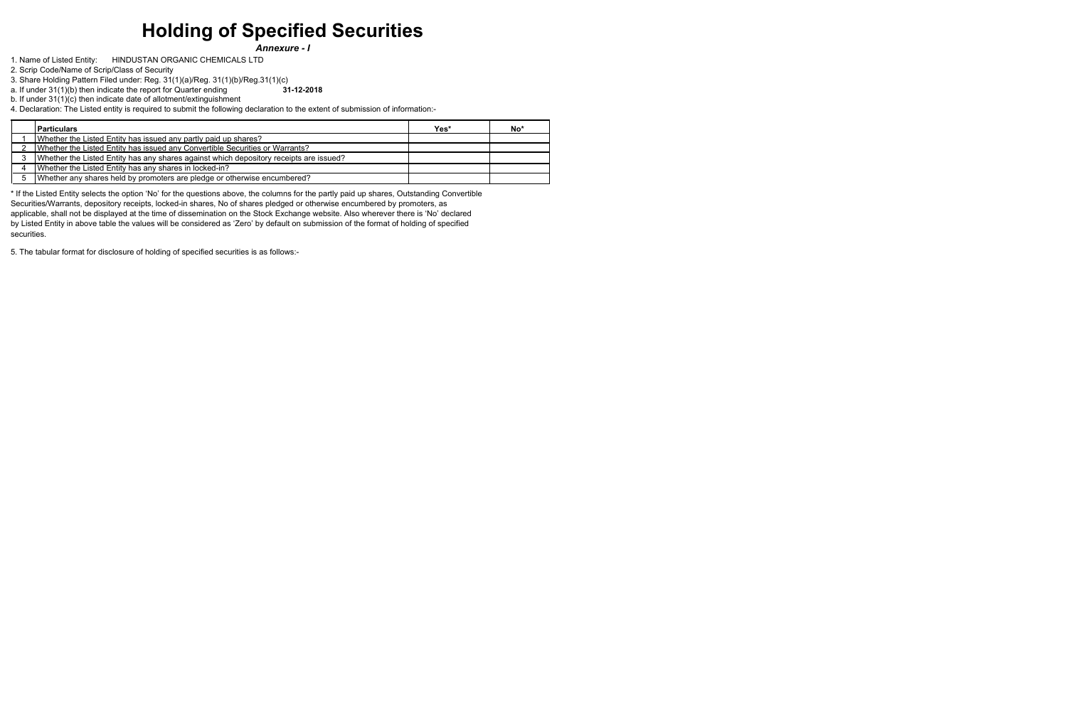# Holding of Specified Securities

***Annexure - I***

1. Name of Listed Entity: HINDUSTAN ORGANIC CHEMICALS LTD
2. Scrip Code/Name of Scrip/Class of Security
3. Share Holding Pattern Filed under: Reg. 31(1)(a)/Reg. 31(1)(b)/Reg.31(1)(c)

a. If under 31(1)(b) then indicate the report for Quarter ending **31-12-2018**

b. If under 31(1)(c) then indicate date of allotment/extinguishment

4. Declaration: The Listed entity is required to submit the following declaration to the extent of submission of information:-

| | Particulars | Yes* | No* |
|---|---|---|---|
| 1 | Whether the Listed Entity has issued any partly paid up shares? | | |
| 2 | Whether the Listed Entity has issued any Convertible Securities or Warrants? | | |
| 3 | Whether the Listed Entity has any shares against which depository receipts are issued? | | |
| 4 | Whether the Listed Entity has any shares in locked-in? | | |
| 5 | Whether any shares held by promoters are pledge or otherwise encumbered? | | |

* If the Listed Entity selects the option 'No' for the questions above, the columns for the partly paid up shares, Outstanding Convertible Securities/Warrants, depository receipts, locked-in shares, No of shares pledged or otherwise encumbered by promoters, as applicable, shall not be displayed at the time of dissemination on the Stock Exchange website. Also wherever there is 'No' declared by Listed Entity in above table the values will be considered as 'Zero' by default on submission of the format of holding of specified securities.

5. The tabular format for disclosure of holding of specified securities is as follows:-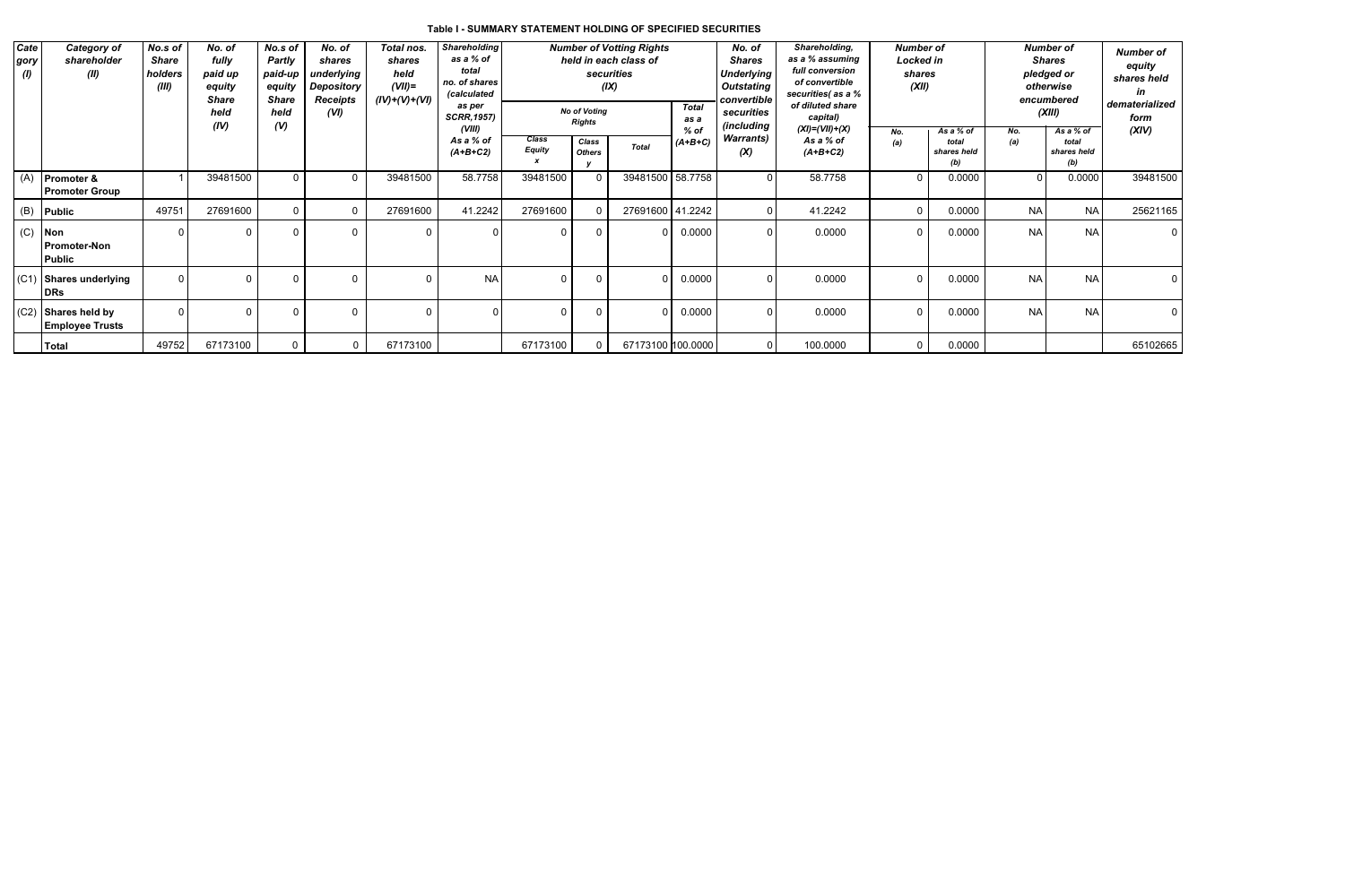### Table I - SUMMARY STATEMENT HOLDING OF SPECIFIED SECURITIES

| Category (I) | Category of shareholder (II) | No.s of Share holders (III) | No. of fully paid up equity Share held (IV) | No.s of Partly paid-up equity Share held (V) | No. of shares underlying Depository Receipts (VI) | Total nos. shares held (VII)= (IV)+(V)+(VI) | Shareholding as a % of total no. of shares (calculated as per SCRR,1957) (VIII) As a % of (A+B+C2) | Number of Votting Rights held in each class of securities (IX) | | | | No. of Shares Underlying Outstating convertible securities (including Warrants) (X) | Shareholding, as a % assuming full conversion of convertible securities( as a % of diluted share capital) (XI)=(VII)+(X) As a % of (A+B+C2) | Number of Locked in shares (XII) | | Number of Shares pledged or otherwise encumbered (XIII) | | Number of equity shares held in dematerialized form (XIV) |
|---|---|---|---|---|---|---|---|---|---|---|---|---|---|---|---|---|---|---|
| | | | | | | | | No of Voting Rights | | | Total as a % of (A+B+C) | | | No. (a) | As a % of total shares held (b) | No. (a) | As a % of total shares held (b) | |
| | | | | | | | | Class Equity x | Class Others y | Total | | | | | | | | |
| (A) | Promoter & Promoter Group | 1 | 39481500 | 0 | 0 | 39481500 | 58.7758 | 39481500 | 0 | 39481500 | 58.7758 | 0 | 58.7758 | 0 | 0.0000 | 0 | 0.0000 | 39481500 |
| (B) | Public | 49751 | 27691600 | 0 | 0 | 27691600 | 41.2242 | 27691600 | 0 | 27691600 | 41.2242 | 0 | 41.2242 | 0 | 0.0000 | NA | NA | 25621165 |
| (C) | Non Promoter-Non Public | 0 | 0 | 0 | 0 | 0 | 0 | 0 | 0 | 0 | 0.0000 | 0 | 0.0000 | 0 | 0.0000 | NA | NA | 0 |
| (C1) | Shares underlying DRs | 0 | 0 | 0 | 0 | 0 | NA | 0 | 0 | 0 | 0.0000 | 0 | 0.0000 | 0 | 0.0000 | NA | NA | 0 |
| (C2) | Shares held by Employee Trusts | 0 | 0 | 0 | 0 | 0 | 0 | 0 | 0 | 0 | 0.0000 | 0 | 0.0000 | 0 | 0.0000 | NA | NA | 0 |
| | Total | 49752 | 67173100 | 0 | 0 | 67173100 | | 67173100 | 0 | 67173100 | 100.0000 | 0 | 100.0000 | 0 | 0.0000 | | | 65102665 |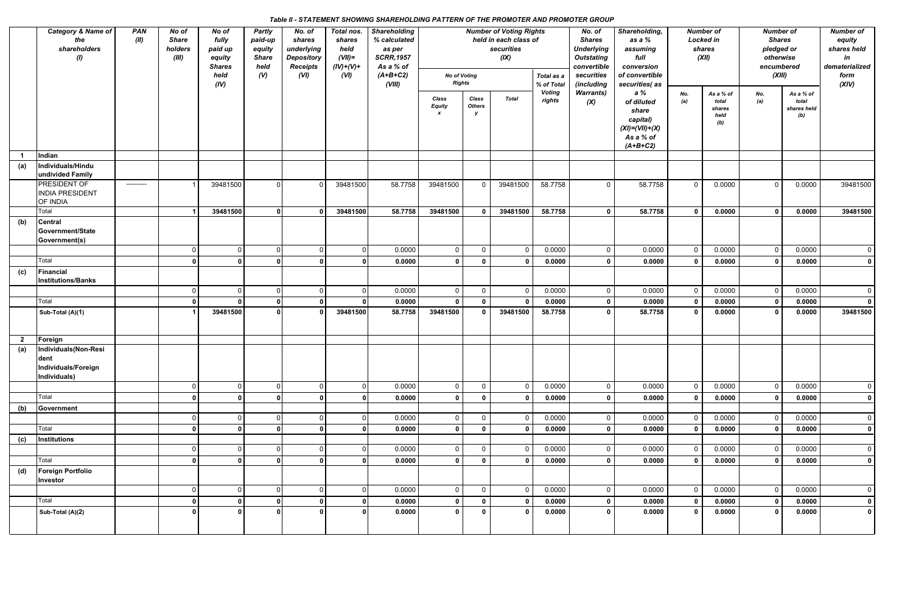*Table II - STATEMENT SHOWING SHAREHOLDING PATTERN OF THE PROMOTER AND PROMOTER GROUP*

| | Category & Name of the shareholders (I) | PAN (II) | No of Share holders (III) | No of fully paid up equity Shares held (IV) | Partly paid-up equity Share held (V) | No. of shares underlying Depository Receipts (VI) | Total nos. shares held (VII)= (IV)+(V)+ (VI) | Shareholding % calculated as per SCRR,1957 As a % of (A+B+C2) (VIII) | Number of Voting Rights held in each class of securities (IX) | | | | No. of Shares Underlying Outstating convertible securities (including Warrants) (X) | Shareholding, as a % assuming full conversion of convertible securities( as a % of diluted share capital) (XI)=(VII)+(X) As a % of (A+B+C2) | Number of Locked in shares (XII) | | Number of Shares pledged or otherwise encumbered (XIII) | | Number of equity shares held in dematerialized form (XIV) |
|---|---|---|---|---|---|---|---|---|---|---|---|---|---|---|---|---|---|---|---|
| | | | | | | | | | No of Voting Rights | | | Total as a % of Total Voting rights | | | | | | | |
| | | | | | | | | | Class Equity x | Class Others y | Total | | | | No. (a) | As a % of total shares held (b) | No. (a) | As a % of total shares held (b) | |
| **1** | **Indian** | | | | | | | | | | | | | | | | | | |
| **(a)** | **Individuals/Hindu undivided Family** | | | | | | | | | | | | | | | | | | |
| | PRESIDENT OF INDIA PRESIDENT OF INDIA | ---------- | 1 | 39481500 | 0 | 0 | 39481500 | 58.7758 | 39481500 | 0 | 39481500 | 58.7758 | 0 | 58.7758 | 0 | 0.0000 | 0 | 0.0000 | 39481500 |
| | Total | | **1** | **39481500** | **0** | **0** | **39481500** | **58.7758** | **39481500** | **0** | **39481500** | **58.7758** | **0** | **58.7758** | **0** | **0.0000** | **0** | **0.0000** | **39481500** |
| **(b)** | **Central Government/State Government(s)** | | | | | | | | | | | | | | | | | | |
| | | | 0 | 0 | 0 | 0 | 0 | 0.0000 | 0 | 0 | 0 | 0.0000 | 0 | 0.0000 | 0 | 0.0000 | 0 | 0.0000 | 0 |
| | Total | | **0** | **0** | **0** | **0** | **0** | **0.0000** | **0** | **0** | **0** | **0.0000** | **0** | **0.0000** | **0** | **0.0000** | **0** | **0.0000** | **0** |
| **(c)** | **Financial Institutions/Banks** | | | | | | | | | | | | | | | | | | |
| | | | 0 | 0 | 0 | 0 | 0 | 0.0000 | 0 | 0 | 0 | 0.0000 | 0 | 0.0000 | 0 | 0.0000 | 0 | 0.0000 | 0 |
| | Total | | **0** | **0** | **0** | **0** | **0** | **0.0000** | **0** | **0** | **0** | **0.0000** | **0** | **0.0000** | **0** | **0.0000** | **0** | **0.0000** | **0** |
| | **Sub-Total (A)(1)** | | **1** | **39481500** | **0** | **0** | **39481500** | **58.7758** | **39481500** | **0** | **39481500** | **58.7758** | **0** | **58.7758** | **0** | **0.0000** | **0** | **0.0000** | **39481500** |
| **2** | **Foreign** | | | | | | | | | | | | | | | | | | |
| **(a)** | **Individuals(Non-Resident Individuals/Foreign Individuals)** | | | | | | | | | | | | | | | | | | |
| | | | 0 | 0 | 0 | 0 | 0 | 0.0000 | 0 | 0 | 0 | 0.0000 | 0 | 0.0000 | 0 | 0.0000 | 0 | 0.0000 | 0 |
| | Total | | **0** | **0** | **0** | **0** | **0** | **0.0000** | **0** | **0** | **0** | **0.0000** | **0** | **0.0000** | **0** | **0.0000** | **0** | **0.0000** | **0** |
| **(b)** | **Government** | | | | | | | | | | | | | | | | | | |
| | | | 0 | 0 | 0 | 0 | 0 | 0.0000 | 0 | 0 | 0 | 0.0000 | 0 | 0.0000 | 0 | 0.0000 | 0 | 0.0000 | 0 |
| | Total | | **0** | **0** | **0** | **0** | **0** | **0.0000** | **0** | **0** | **0** | **0.0000** | **0** | **0.0000** | **0** | **0.0000** | **0** | **0.0000** | **0** |
| **(c)** | **Institutions** | | | | | | | | | | | | | | | | | | |
| | | | 0 | 0 | 0 | 0 | 0 | 0.0000 | 0 | 0 | 0 | 0.0000 | 0 | 0.0000 | 0 | 0.0000 | 0 | 0.0000 | 0 |
| | Total | | **0** | **0** | **0** | **0** | **0** | **0.0000** | **0** | **0** | **0** | **0.0000** | **0** | **0.0000** | **0** | **0.0000** | **0** | **0.0000** | **0** |
| **(d)** | **Foreign Portfolio Investor** | | | | | | | | | | | | | | | | | | |
| | | | 0 | 0 | 0 | 0 | 0 | 0.0000 | 0 | 0 | 0 | 0.0000 | 0 | 0.0000 | 0 | 0.0000 | 0 | 0.0000 | 0 |
| | Total | | **0** | **0** | **0** | **0** | **0** | **0.0000** | **0** | **0** | **0** | **0.0000** | **0** | **0.0000** | **0** | **0.0000** | **0** | **0.0000** | **0** |
| | **Sub-Total (A)(2)** | | **0** | **0** | **0** | **0** | **0** | **0.0000** | **0** | **0** | **0** | **0.0000** | **0** | **0.0000** | **0** | **0.0000** | **0** | **0.0000** | **0** |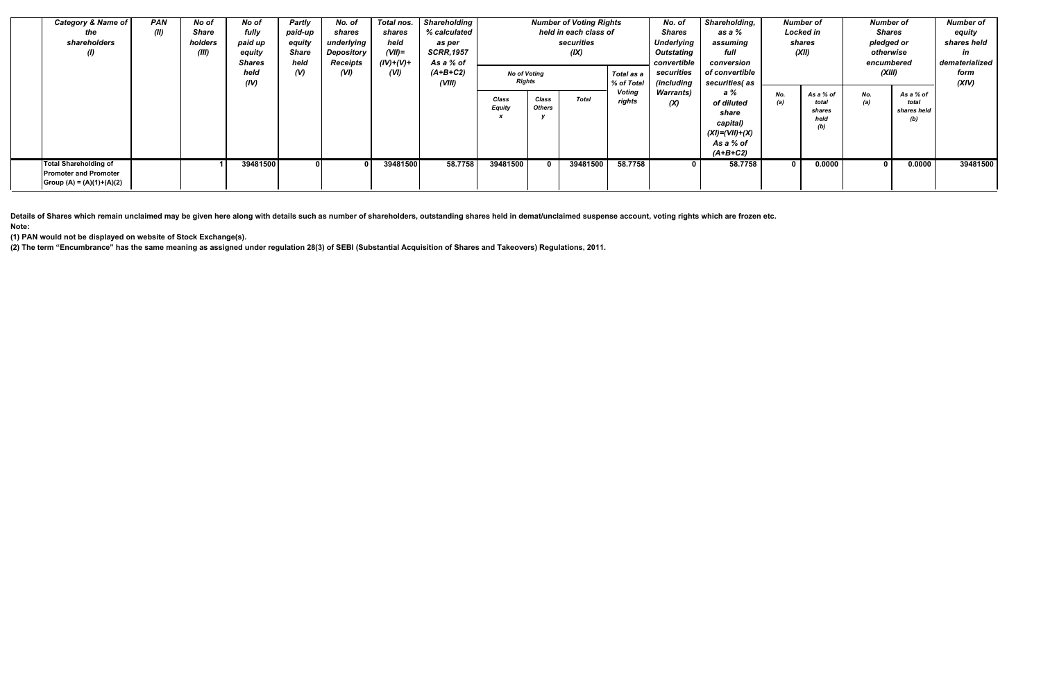| Category & Name of the shareholders (I) | PAN (II) | No of Share holders (III) | No of fully paid up equity Shares held (IV) | Partly paid-up equity Share held (V) | No. of shares underlying Depository Receipts (VI) | Total nos. shares held (VII)= (IV)+(V)+ (VI) | Shareholding % calculated as per SCRR,1957 As a % of (A+B+C2) (VIII) | Number of Voting Rights held in each class of securities (IX) | | | | No. of Shares Underlying Outstating convertible securities (including Warrants) (X) | Shareholding, as a % assuming full conversion of convertible securities( as a % of diluted share capital) (XI)=(VII)+(X) As a % of (A+B+C2) | Number of Locked in shares (XII) | | Number of Shares pledged or otherwise encumbered (XIII) | | Number of equity shares held in dematerialized form (XIV) |
|---|---|---|---|---|---|---|---|---|---|---|---|---|---|---|---|---|---|---|
| | | | | | | | | No of Voting Rights | | | Total as a % of Total Voting rights | | | No. (a) | As a % of total shares held (b) | No. (a) | As a % of total shares held (b) | |
| | | | | | | | | Class Equity x | Class Others y | Total | | | | | | | | |
| Total Shareholding of Promoter and Promoter Group (A) = (A)(1)+(A)(2) | | 1 | 39481500 | 0 | 0 | 39481500 | 58.7758 | 39481500 | 0 | 39481500 | 58.7758 | 0 | 58.7758 | 0 | 0.0000 | 0 | 0.0000 | 39481500 |

**Details of Shares which remain unclaimed may be given here along with details such as number of shareholders, outstanding shares held in demat/unclaimed suspense account, voting rights which are frozen etc.**

**Note:**

**(1) PAN would not be displayed on website of Stock Exchange(s).**

**(2) The term "Encumbrance" has the same meaning as assigned under regulation 28(3) of SEBI (Substantial Acquisition of Shares and Takeovers) Regulations, 2011.**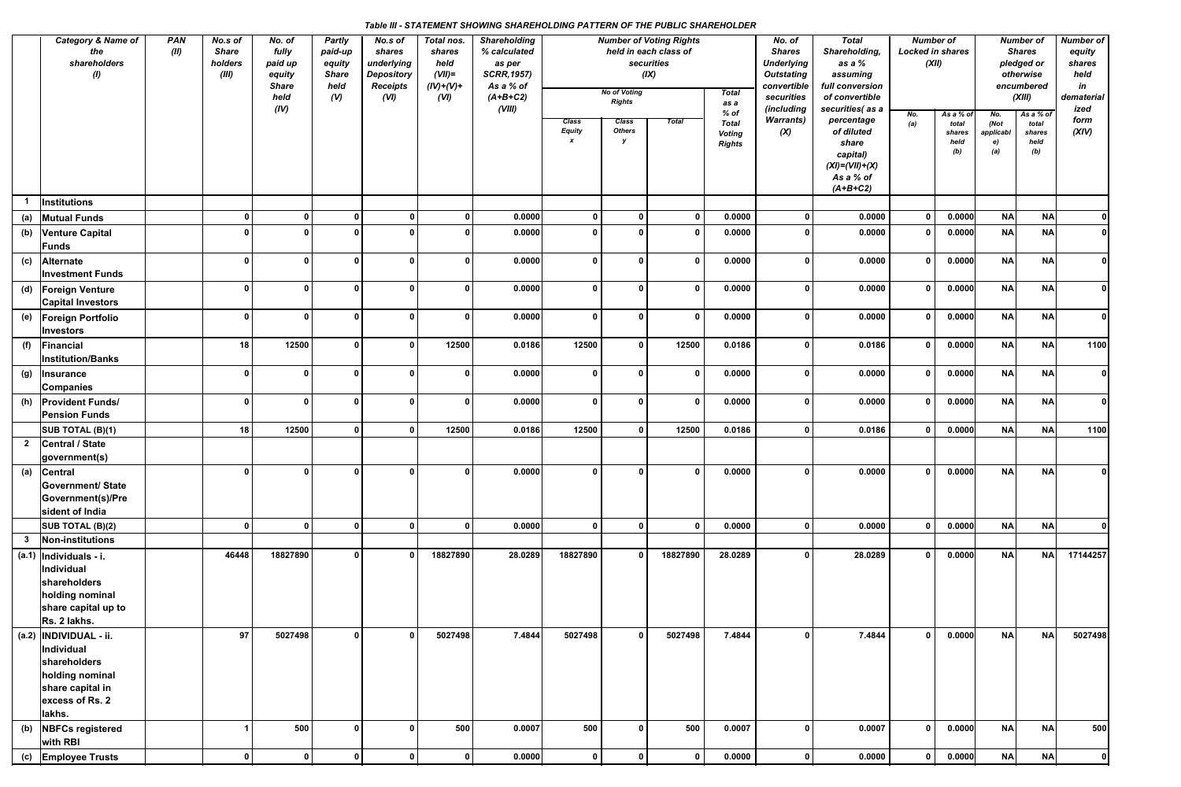**Table III - STATEMENT SHOWING SHAREHOLDING PATTERN OF THE PUBLIC SHAREHOLDER**

| | Category & Name of the shareholders (I) | PAN (II) | No.s of Share holders (III) | No. of fully paid up equity Share held (IV) | Partly paid-up equity Share held (V) | No.s of shares underlying Depository Receipts (VI) | Total nos. shares held (VII)= (IV)+(V)+ (VI) | Shareholding % calculated as per SCRR,1957) As a % of (A+B+C2) (VIII) | Number of Voting Rights held in each class of securities (IX) | | | | No. of Shares Underlying Outstating convertible securities (including Warrants) (X) | Total Shareholding, as a % assuming full conversion of convertible securities( as a percentage of diluted share capital) (XI)=(VII)+(X) As a % of (A+B+C2) | Number of Locked in shares (XII) | | Number of Shares pledged or otherwise encumbered (XIII) | | Number of equity shares held in dematerialized form (XIV) |
|---|---|---|---|---|---|---|---|---|---|---|---|---|---|---|---|---|---|---|---|
| | | | | | | | | | No of Voting Rights | | | Total as a % of Total Voting Rights | | | No. (a) | As a % of total shares held (b) | No. (Not applicable) (a) | As a % of total shares held (b) | |
| | | | | | | | | | Class Equity x | Class Others y | Total | | | | | | | | |
| 1 | Institutions | | | | | | | | | | | | | | | | | | |
| (a) | Mutual Funds | | 0 | 0 | 0 | 0 | 0 | 0.0000 | 0 | 0 | 0 | 0.0000 | 0 | 0.0000 | 0 | 0.0000 | NA | NA | 0 |
| (b) | Venture Capital Funds | | 0 | 0 | 0 | 0 | 0 | 0.0000 | 0 | 0 | 0 | 0.0000 | 0 | 0.0000 | 0 | 0.0000 | NA | NA | 0 |
| (c) | Alternate Investment Funds | | 0 | 0 | 0 | 0 | 0 | 0.0000 | 0 | 0 | 0 | 0.0000 | 0 | 0.0000 | 0 | 0.0000 | NA | NA | 0 |
| (d) | Foreign Venture Capital Investors | | 0 | 0 | 0 | 0 | 0 | 0.0000 | 0 | 0 | 0 | 0.0000 | 0 | 0.0000 | 0 | 0.0000 | NA | NA | 0 |
| (e) | Foreign Portfolio Investors | | 0 | 0 | 0 | 0 | 0 | 0.0000 | 0 | 0 | 0 | 0.0000 | 0 | 0.0000 | 0 | 0.0000 | NA | NA | 0 |
| (f) | Financial Institution/Banks | | 18 | 12500 | 0 | 0 | 12500 | 0.0186 | 12500 | 0 | 12500 | 0.0186 | 0 | 0.0186 | 0 | 0.0000 | NA | NA | 1100 |
| (g) | Insurance Companies | | 0 | 0 | 0 | 0 | 0 | 0.0000 | 0 | 0 | 0 | 0.0000 | 0 | 0.0000 | 0 | 0.0000 | NA | NA | 0 |
| (h) | Provident Funds/ Pension Funds | | 0 | 0 | 0 | 0 | 0 | 0.0000 | 0 | 0 | 0 | 0.0000 | 0 | 0.0000 | 0 | 0.0000 | NA | NA | 0 |
| | SUB TOTAL (B)(1) | | 18 | 12500 | 0 | 0 | 12500 | 0.0186 | 12500 | 0 | 12500 | 0.0186 | 0 | 0.0186 | 0 | 0.0000 | NA | NA | 1100 |
| 2 | Central / State government(s) | | | | | | | | | | | | | | | | | | |
| (a) | Central Government/ State Government(s)/President of India | | 0 | 0 | 0 | 0 | 0 | 0.0000 | 0 | 0 | 0 | 0.0000 | 0 | 0.0000 | 0 | 0.0000 | NA | NA | 0 |
| | SUB TOTAL (B)(2) | | 0 | 0 | 0 | 0 | 0 | 0.0000 | 0 | 0 | 0 | 0.0000 | 0 | 0.0000 | 0 | 0.0000 | NA | NA | 0 |
| 3 | Non-institutions | | | | | | | | | | | | | | | | | | |
| (a.1) | Individuals - i. Individual shareholders holding nominal share capital up to Rs. 2 lakhs. | | 46448 | 18827890 | 0 | 0 | 18827890 | 28.0289 | 18827890 | 0 | 18827890 | 28.0289 | 0 | 28.0289 | 0 | 0.0000 | NA | NA | 17144257 |
| (a.2) | INDIVIDUAL - ii. Individual shareholders holding nominal share capital in excess of Rs. 2 lakhs. | | 97 | 5027498 | 0 | 0 | 5027498 | 7.4844 | 5027498 | 0 | 5027498 | 7.4844 | 0 | 7.4844 | 0 | 0.0000 | NA | NA | 5027498 |
| (b) | NBFCs registered with RBI | | 1 | 500 | 0 | 0 | 500 | 0.0007 | 500 | 0 | 500 | 0.0007 | 0 | 0.0007 | 0 | 0.0000 | NA | NA | 500 |
| (c) | Employee Trusts | | 0 | 0 | 0 | 0 | 0 | 0.0000 | 0 | 0 | 0 | 0.0000 | 0 | 0.0000 | 0 | 0.0000 | NA | NA | 0 |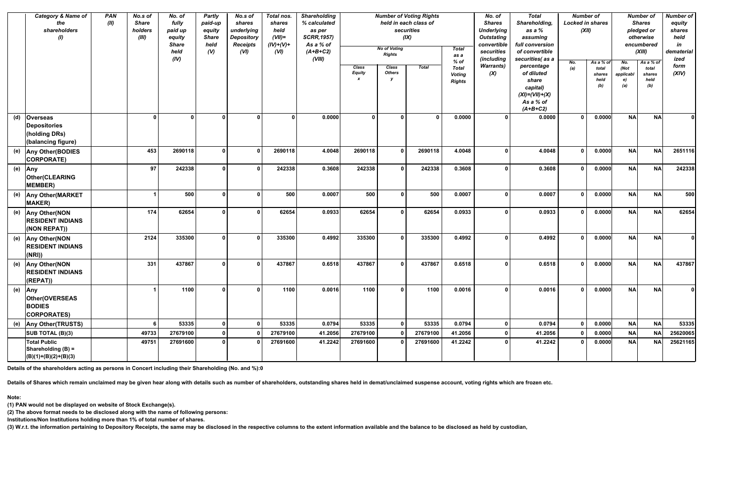| | Category & Name of the shareholders (I) | PAN (II) | No.s of Share holders (III) | No. of fully paid up equity Share held (IV) | Partly paid-up equity Share held (V) | No.s of shares underlying Depository Receipts (VI) | Total nos. shares held (VII)= (IV)+(V)+ (VI) | Shareholding % calculated as per SCRR,1957) As a % of (A+B+C2) (VIII) | Number of Voting Rights held in each class of securities (IX) | | | | No. of Shares Underlying Outstating convertible securities (including Warrants) (X) | Total Shareholding, as a % assuming full conversion of convertible securities( as a percentage of diluted share capital) (XI)=(VII)+(X) As a % of (A+B+C2) | Number of Locked in shares (XII) | | Number of Shares pledged or otherwise encumbered (XIII) | | Number of equity shares held in dematerialized form (XIV) |
|---|---|---|---|---|---|---|---|---|---|---|---|---|---|---|---|---|---|---|---|
| | | | | | | | | | No of Voting Rights | | | Total as a % of Total Voting Rights | | | No. (a) | As a % of total shares held (b) | No. (Not applicable) (a) | As a % of total shares held (b) | |
| | | | | | | | | | Class Equity x | Class Others y | Total | | | | | | | | |
| (d) | Overseas Depositories (holding DRs) (balancing figure) | | 0 | 0 | 0 | 0 | 0 | 0.0000 | 0 | 0 | 0 | 0.0000 | 0 | 0.0000 | 0 | 0.0000 | NA | NA | 0 |
| (e) | Any Other(BODIES CORPORATE) | | 453 | 2690118 | 0 | 0 | 2690118 | 4.0048 | 2690118 | 0 | 2690118 | 4.0048 | 0 | 4.0048 | 0 | 0.0000 | NA | NA | 2651116 |
| (e) | Any Other(CLEARING MEMBER) | | 97 | 242338 | 0 | 0 | 242338 | 0.3608 | 242338 | 0 | 242338 | 0.3608 | 0 | 0.3608 | 0 | 0.0000 | NA | NA | 242338 |
| (e) | Any Other(MARKET MAKER) | | 1 | 500 | 0 | 0 | 500 | 0.0007 | 500 | 0 | 500 | 0.0007 | 0 | 0.0007 | 0 | 0.0000 | NA | NA | 500 |
| (e) | Any Other(NON RESIDENT INDIANS (NON REPAT)) | | 174 | 62654 | 0 | 0 | 62654 | 0.0933 | 62654 | 0 | 62654 | 0.0933 | 0 | 0.0933 | 0 | 0.0000 | NA | NA | 62654 |
| (e) | Any Other(NON RESIDENT INDIANS (NRI)) | | 2124 | 335300 | 0 | 0 | 335300 | 0.4992 | 335300 | 0 | 335300 | 0.4992 | 0 | 0.4992 | 0 | 0.0000 | NA | NA | 0 |
| (e) | Any Other(NON RESIDENT INDIANS (REPAT)) | | 331 | 437867 | 0 | 0 | 437867 | 0.6518 | 437867 | 0 | 437867 | 0.6518 | 0 | 0.6518 | 0 | 0.0000 | NA | NA | 437867 |
| (e) | Any Other(OVERSEAS BODIES CORPORATES) | | 1 | 1100 | 0 | 0 | 1100 | 0.0016 | 1100 | 0 | 1100 | 0.0016 | 0 | 0.0016 | 0 | 0.0000 | NA | NA | 0 |
| (e) | Any Other(TRUSTS) | | 6 | 53335 | 0 | 0 | 53335 | 0.0794 | 53335 | 0 | 53335 | 0.0794 | 0 | 0.0794 | 0 | 0.0000 | NA | NA | 53335 |
| | SUB TOTAL (B)(3) | | 49733 | 27679100 | 0 | 0 | 27679100 | 41.2056 | 27679100 | 0 | 27679100 | 41.2056 | 0 | 41.2056 | 0 | 0.0000 | NA | NA | 25620065 |
| | Total Public Shareholding (B) = (B)(1)+(B)(2)+(B)(3) | | 49751 | 27691600 | 0 | 0 | 27691600 | 41.2242 | 27691600 | 0 | 27691600 | 41.2242 | 0 | 41.2242 | 0 | 0.0000 | NA | NA | 25621165 |

**Details of the shareholders acting as persons in Concert including their Shareholding (No. and %):0**

**Details of Shares which remain unclaimed may be given hear along with details such as number of shareholders, outstanding shares held in demat/unclaimed suspense account, voting rights which are frozen etc.**

**Note:**

**(1) PAN would not be displayed on website of Stock Exchange(s).**

**(2) The above format needs to be disclosed along with the name of following persons:**

**Institutions/Non Institutions holding more than 1% of total number of shares.**

**(3) W.r.t. the information pertaining to Depository Receipts, the same may be disclosed in the respective columns to the extent information available and the balance to be disclosed as held by custodian,**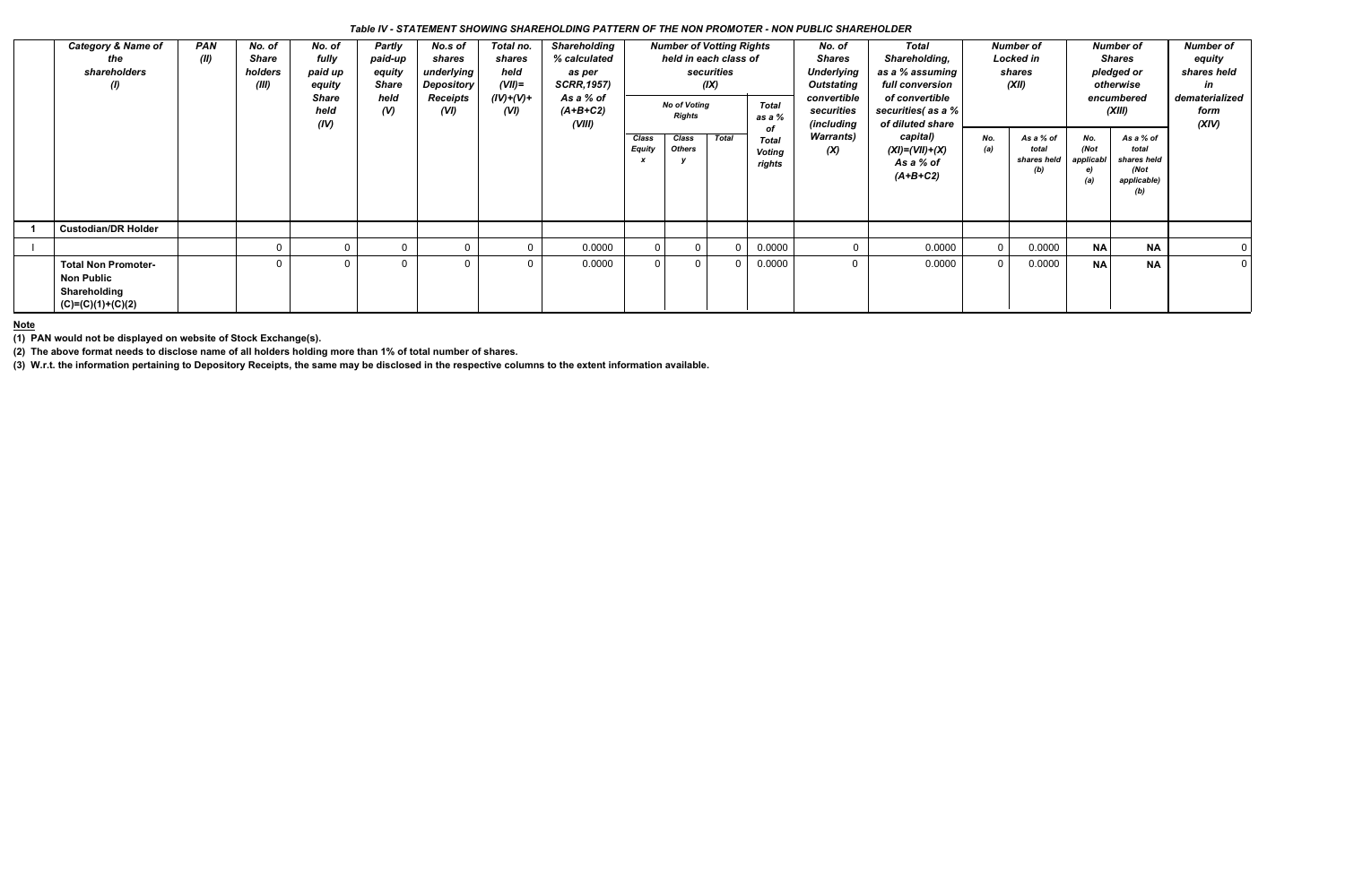*Table IV - STATEMENT SHOWING SHAREHOLDING PATTERN OF THE NON PROMOTER - NON PUBLIC SHAREHOLDER*

| | Category & Name of the shareholders (I) | PAN (II) | No. of Share holders (III) | No. of fully paid up equity Share held (IV) | Partly paid-up equity Share held (V) | No.s of shares underlying Depository Receipts (VI) | Total no. shares held (VII)= (IV)+(V)+ (VI) | Shareholding % calculated as per SCRR,1957) As a % of (A+B+C2) (VIII) | Number of Votting Rights held in each class of securities (IX) | | | | No. of Shares Underlying Outstating convertible securities (including Warrants) (X) | Total Shareholding, as a % assuming full conversion of convertible securities( as a % of diluted share capital) (XI)=(VII)+(X) As a % of (A+B+C2) | Number of Locked in shares (XII) | | Number of Shares pledged or otherwise encumbered (XIII) | | Number of equity shares held in dematerialized form (XIV) |
|---|---|---|---|---|---|---|---|---|---|---|---|---|---|---|---|---|---|---|---|
| | | | | | | | | | No of Voting Rights | | | Total as a % of Total Voting rights | | | No. (a) | As a % of total shares held (b) | No. (Not applicable) (a) | As a % of total shares held (Not applicable) (b) | |
| | | | | | | | | | Class Equity x | Class Others y | Total | | | | | | | | |
| 1 | Custodian/DR Holder | | | | | | | | | | | | | | | | | | |
| I | | | 0 | 0 | 0 | 0 | 0 | 0.0000 | 0 | 0 | 0 | 0.0000 | 0 | 0.0000 | 0 | 0.0000 | NA | NA | 0 |
| | Total Non Promoter-Non Public Shareholding (C)=(C)(1)+(C)(2) | | 0 | 0 | 0 | 0 | 0 | 0.0000 | 0 | 0 | 0 | 0.0000 | 0 | 0.0000 | 0 | 0.0000 | NA | NA | 0 |

**Note**

**(1) PAN would not be displayed on website of Stock Exchange(s).**

**(2) The above format needs to disclose name of all holders holding more than 1% of total number of shares.**

**(3) W.r.t. the information pertaining to Depository Receipts, the same may be disclosed in the respective columns to the extent information available.**